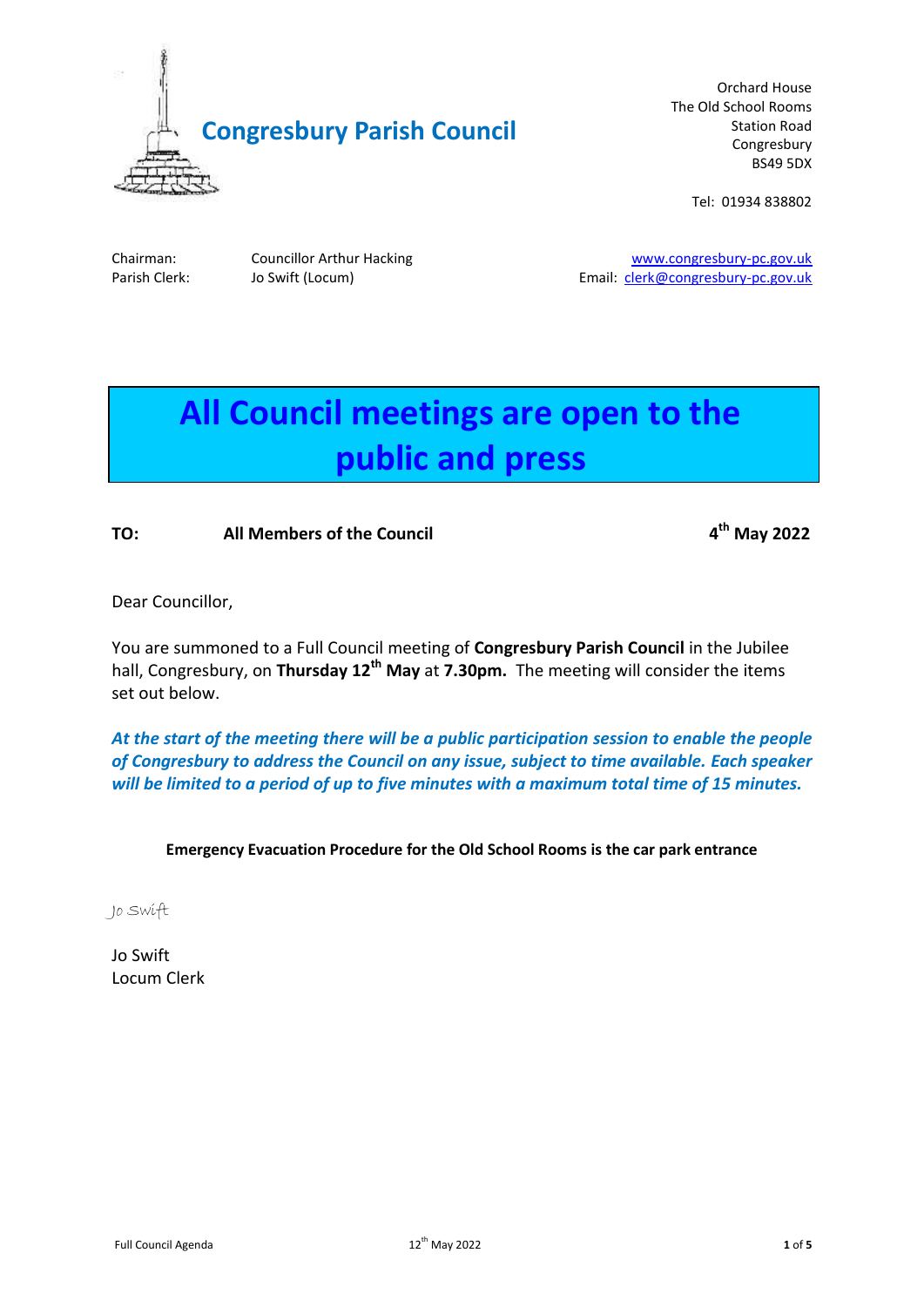# Congresbury Parish Council

Orchard House
The Old School Rooms
Station Road
Congresbury
BS49 5DX

Tel: 01934 838802

Chairman: Councillor Arthur Hacking
Parish Clerk: Jo Swift (Locum)

www.congresbury-pc.gov.uk
Email: clerk@congresbury-pc.gov.uk

## All Council meetings are open to the public and press

**TO: All Members of the Council** **4th May 2022**

Dear Councillor,

You are summoned to a Full Council meeting of **Congresbury Parish Council** in the Jubilee hall, Congresbury, on **Thursday 12th May** at **7.30pm.** The meeting will consider the items set out below.

***At the start of the meeting there will be a public participation session to enable the people of Congresbury to address the Council on any issue, subject to time available. Each speaker will be limited to a period of up to five minutes with a maximum total time of 15 minutes.***

**Emergency Evacuation Procedure for the Old School Rooms is the car park entrance**

Jo Swift

Jo Swift
Locum Clerk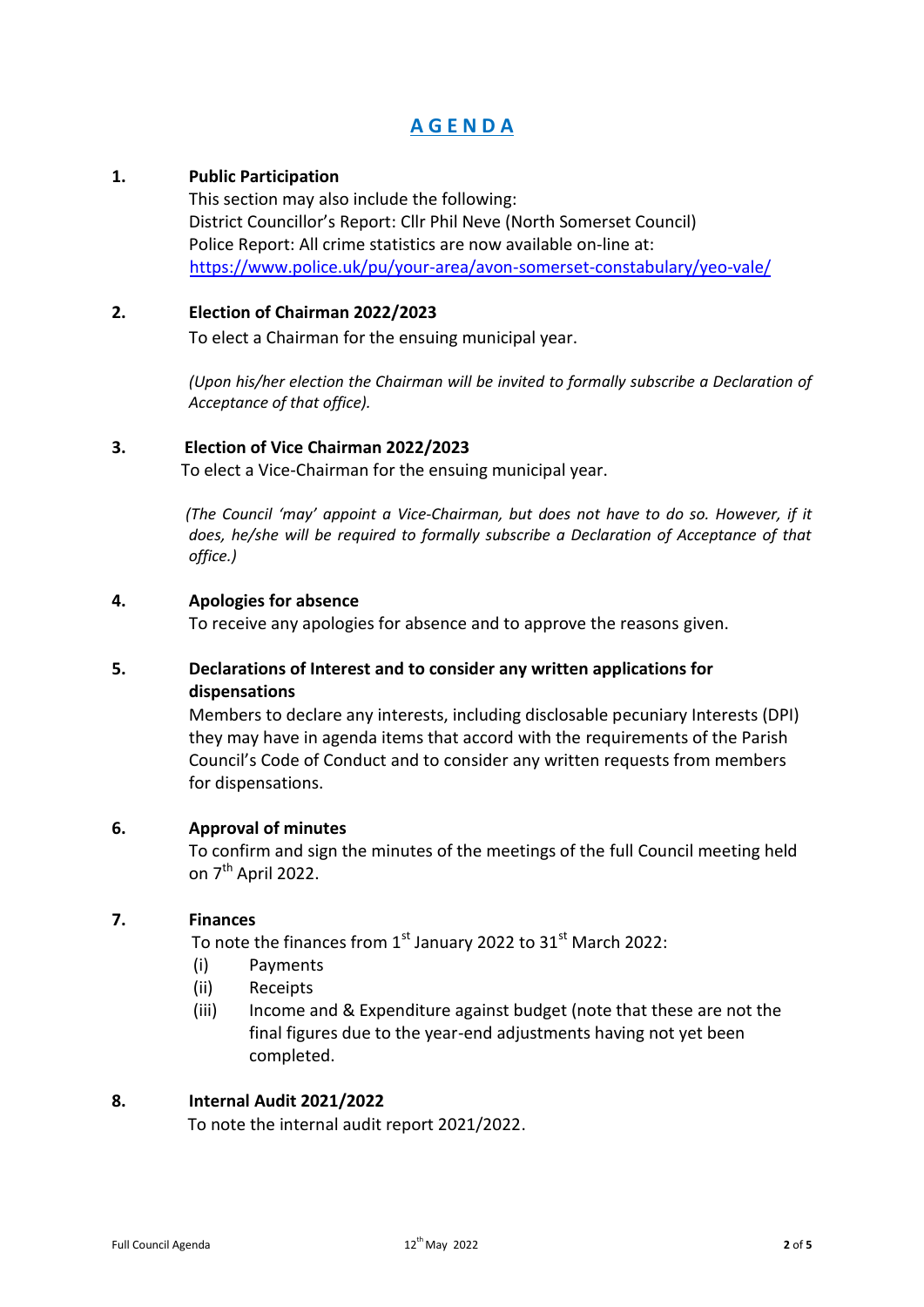# AGENDA

**1. Public Participation**

This section may also include the following:
District Councillor's Report: Cllr Phil Neve (North Somerset Council)
Police Report: All crime statistics are now available on-line at:
https://www.police.uk/pu/your-area/avon-somerset-constabulary/yeo-vale/

**2. Election of Chairman 2022/2023**

To elect a Chairman for the ensuing municipal year.

*(Upon his/her election the Chairman will be invited to formally subscribe a Declaration of Acceptance of that office).*

**3. Election of Vice Chairman 2022/2023**

To elect a Vice-Chairman for the ensuing municipal year.

*(The Council 'may' appoint a Vice-Chairman, but does not have to do so. However, if it does, he/she will be required to formally subscribe a Declaration of Acceptance of that office.)*

**4. Apologies for absence**

To receive any apologies for absence and to approve the reasons given.

**5. Declarations of Interest and to consider any written applications for dispensations**

Members to declare any interests, including disclosable pecuniary Interests (DPI) they may have in agenda items that accord with the requirements of the Parish Council's Code of Conduct and to consider any written requests from members for dispensations.

**6. Approval of minutes**

To confirm and sign the minutes of the meetings of the full Council meeting held on 7th April 2022.

**7. Finances**

To note the finances from 1st January 2022 to 31st March 2022:

(i) Payments
(ii) Receipts
(iii) Income and & Expenditure against budget (note that these are not the final figures due to the year-end adjustments having not yet been completed.

**8. Internal Audit 2021/2022**

To note the internal audit report 2021/2022.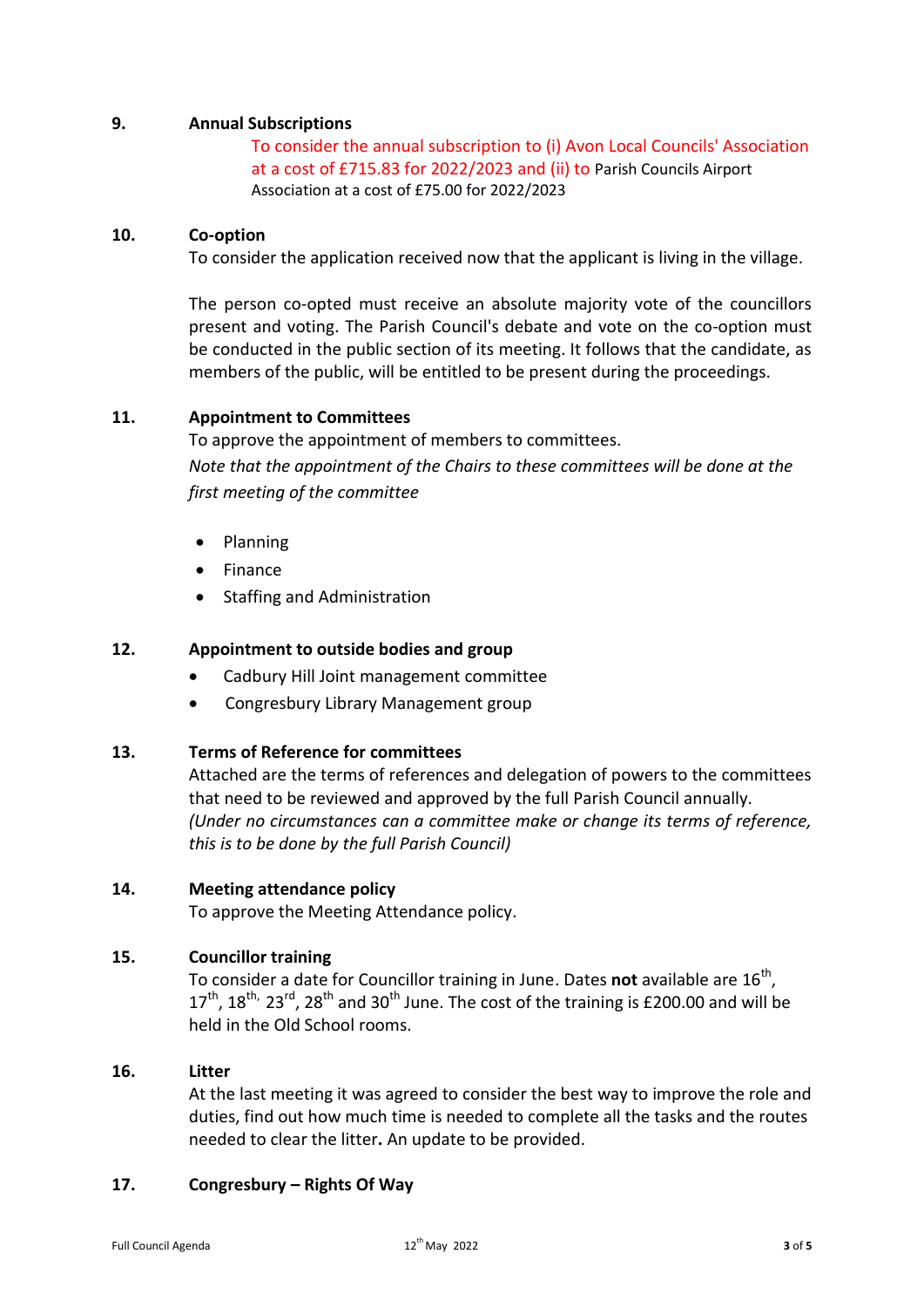## 9. Annual Subscriptions

To consider the annual subscription to (i) Avon Local Councils' Association at a cost of £715.83 for 2022/2023 and (ii) to Parish Councils Airport Association at a cost of £75.00 for 2022/2023

## 10. Co-option

To consider the application received now that the applicant is living in the village.

The person co-opted must receive an absolute majority vote of the councillors present and voting. The Parish Council's debate and vote on the co-option must be conducted in the public section of its meeting. It follows that the candidate, as members of the public, will be entitled to be present during the proceedings.

## 11. Appointment to Committees

To approve the appointment of members to committees.

*Note that the appointment of the Chairs to these committees will be done at the first meeting of the committee*

- Planning
- Finance
- Staffing and Administration

## 12. Appointment to outside bodies and group

- Cadbury Hill Joint management committee
- Congresbury Library Management group

## 13. Terms of Reference for committees

Attached are the terms of references and delegation of powers to the committees that need to be reviewed and approved by the full Parish Council annually. *(Under no circumstances can a committee make or change its terms of reference, this is to be done by the full Parish Council)*

## 14. Meeting attendance policy

To approve the Meeting Attendance policy.

## 15. Councillor training

To consider a date for Councillor training in June. Dates **not** available are 16th, 17th, 18th, 23rd, 28th and 30th June. The cost of the training is £200.00 and will be held in the Old School rooms.

## 16. Litter

At the last meeting it was agreed to consider the best way to improve the role and duties, find out how much time is needed to complete all the tasks and the routes needed to clear the litter**.** An update to be provided.

## 17. Congresbury – Rights Of Way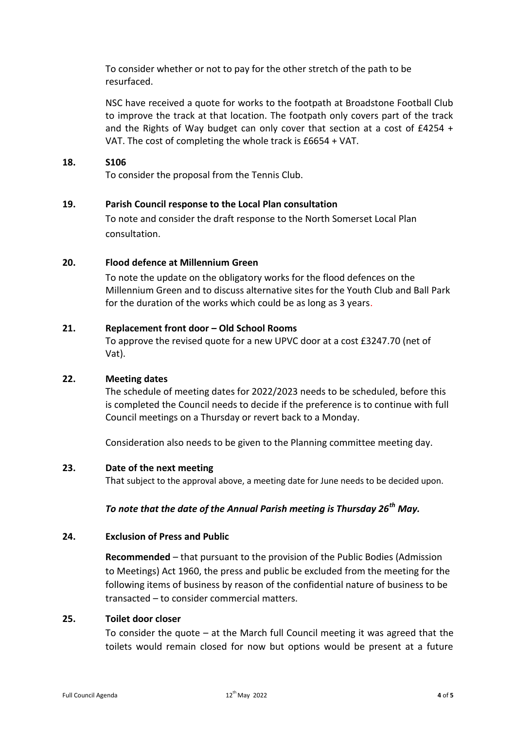To consider whether or not to pay for the other stretch of the path to be resurfaced.

NSC have received a quote for works to the footpath at Broadstone Football Club to improve the track at that location. The footpath only covers part of the track and the Rights of Way budget can only cover that section at a cost of £4254 + VAT. The cost of completing the whole track is £6654 + VAT.

**18. S106**

To consider the proposal from the Tennis Club.

**19. Parish Council response to the Local Plan consultation**

To note and consider the draft response to the North Somerset Local Plan consultation.

**20. Flood defence at Millennium Green**

To note the update on the obligatory works for the flood defences on the Millennium Green and to discuss alternative sites for the Youth Club and Ball Park for the duration of the works which could be as long as 3 years.

**21. Replacement front door – Old School Rooms**

To approve the revised quote for a new UPVC door at a cost £3247.70 (net of Vat).

**22. Meeting dates**

The schedule of meeting dates for 2022/2023 needs to be scheduled, before this is completed the Council needs to decide if the preference is to continue with full Council meetings on a Thursday or revert back to a Monday.

Consideration also needs to be given to the Planning committee meeting day.

**23. Date of the next meeting**

That subject to the approval above, a meeting date for June needs to be decided upon.

***To note that the date of the Annual Parish meeting is Thursday 26th May.***

**24. Exclusion of Press and Public**

**Recommended** – that pursuant to the provision of the Public Bodies (Admission to Meetings) Act 1960, the press and public be excluded from the meeting for the following items of business by reason of the confidential nature of business to be transacted – to consider commercial matters.

**25. Toilet door closer**

To consider the quote – at the March full Council meeting it was agreed that the toilets would remain closed for now but options would be present at a future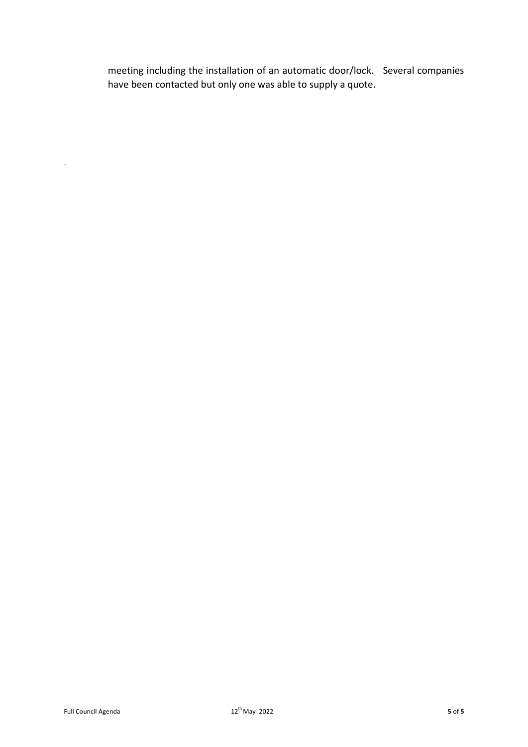meeting including the installation of an automatic door/lock. Several companies have been contacted but only one was able to supply a quote.